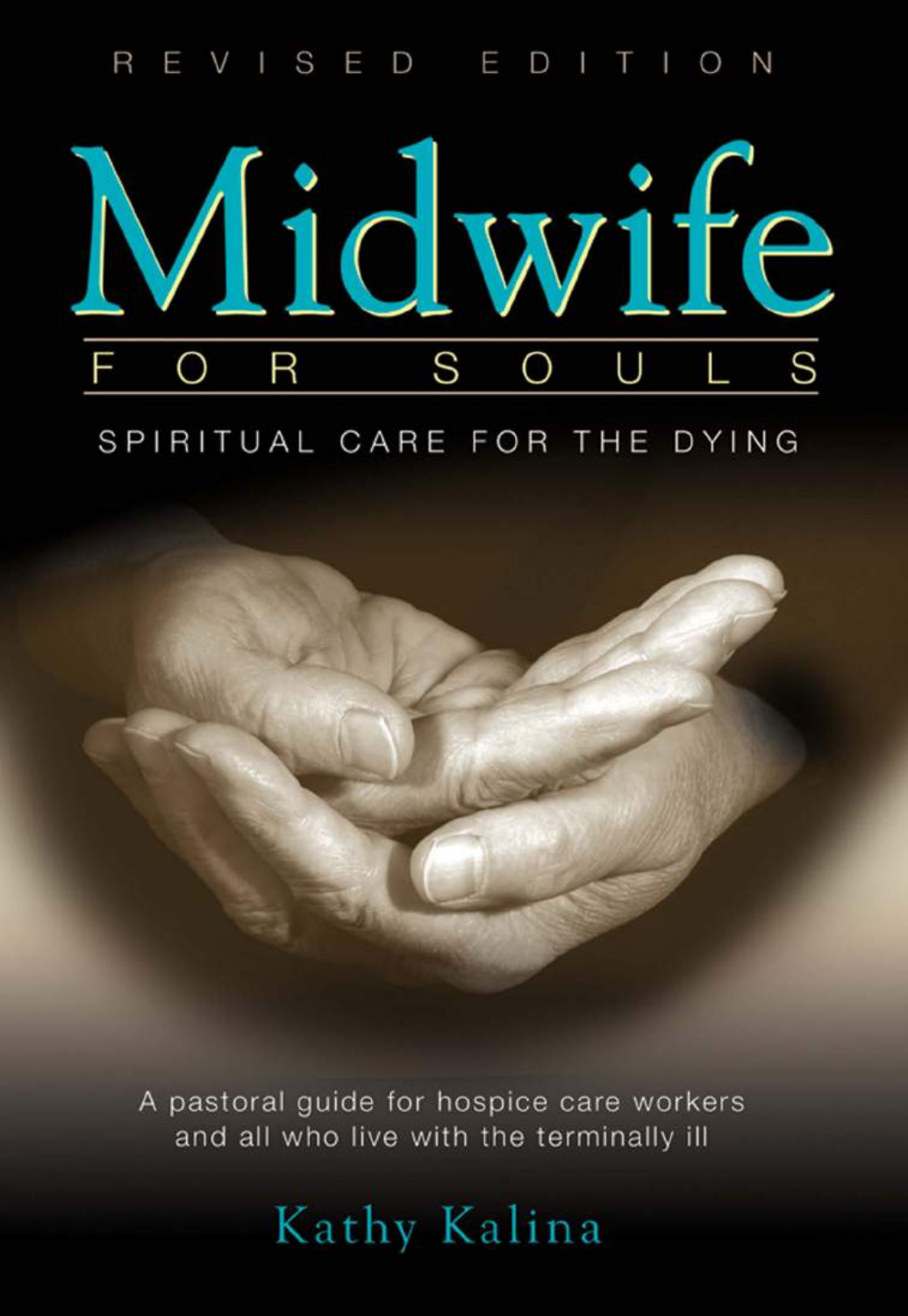REVISED EDITION

# Midwife

## FOR SOULS

### SPIRITUAL CARE FOR THE DYING

A pastoral guide for hospice care workers and all who live with the terminally ill

Kathy Kalina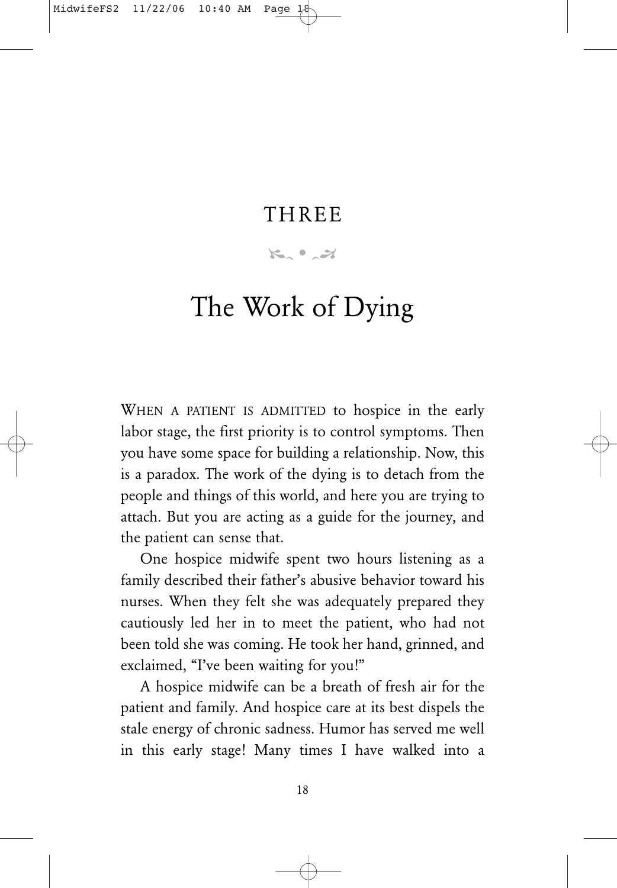# THREE

# The Work of Dying

WHEN A PATIENT IS ADMITTED to hospice in the early labor stage, the first priority is to control symptoms. Then you have some space for building a relationship. Now, this is a paradox. The work of the dying is to detach from the people and things of this world, and here you are trying to attach. But you are acting as a guide for the journey, and the patient can sense that.

One hospice midwife spent two hours listening as a family described their father's abusive behavior toward his nurses. When they felt she was adequately prepared they cautiously led her in to meet the patient, who had not been told she was coming. He took her hand, grinned, and exclaimed, "I've been waiting for you!"

A hospice midwife can be a breath of fresh air for the patient and family. And hospice care at its best dispels the stale energy of chronic sadness. Humor has served me well in this early stage! Many times I have walked into a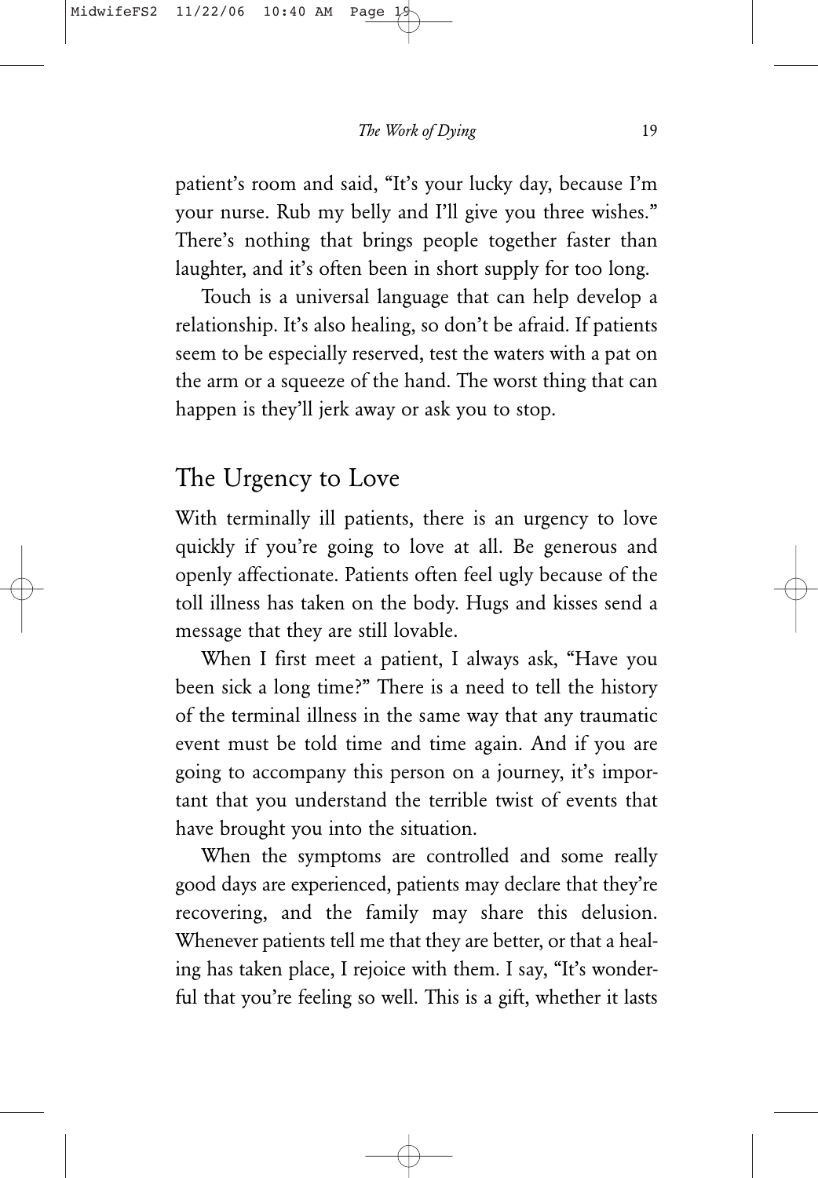patient's room and said, "It's your lucky day, because I'm your nurse. Rub my belly and I'll give you three wishes." There's nothing that brings people together faster than laughter, and it's often been in short supply for too long.

Touch is a universal language that can help develop a relationship. It's also healing, so don't be afraid. If patients seem to be especially reserved, test the waters with a pat on the arm or a squeeze of the hand. The worst thing that can happen is they'll jerk away or ask you to stop.

## The Urgency to Love

With terminally ill patients, there is an urgency to love quickly if you're going to love at all. Be generous and openly affectionate. Patients often feel ugly because of the toll illness has taken on the body. Hugs and kisses send a message that they are still lovable.

When I first meet a patient, I always ask, "Have you been sick a long time?" There is a need to tell the history of the terminal illness in the same way that any traumatic event must be told time and time again. And if you are going to accompany this person on a journey, it's important that you understand the terrible twist of events that have brought you into the situation.

When the symptoms are controlled and some really good days are experienced, patients may declare that they're recovering, and the family may share this delusion. Whenever patients tell me that they are better, or that a healing has taken place, I rejoice with them. I say, "It's wonderful that you're feeling so well. This is a gift, whether it lasts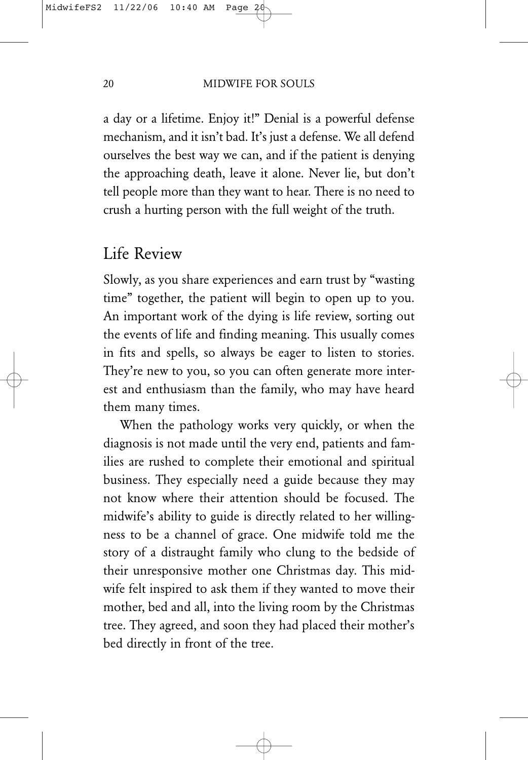a day or a lifetime. Enjoy it!" Denial is a powerful defense mechanism, and it isn't bad. It's just a defense. We all defend ourselves the best way we can, and if the patient is denying the approaching death, leave it alone. Never lie, but don't tell people more than they want to hear. There is no need to crush a hurting person with the full weight of the truth.

## Life Review

Slowly, as you share experiences and earn trust by "wasting time" together, the patient will begin to open up to you. An important work of the dying is life review, sorting out the events of life and finding meaning. This usually comes in fits and spells, so always be eager to listen to stories. They're new to you, so you can often generate more interest and enthusiasm than the family, who may have heard them many times.

When the pathology works very quickly, or when the diagnosis is not made until the very end, patients and families are rushed to complete their emotional and spiritual business. They especially need a guide because they may not know where their attention should be focused. The midwife's ability to guide is directly related to her willingness to be a channel of grace. One midwife told me the story of a distraught family who clung to the bedside of their unresponsive mother one Christmas day. This midwife felt inspired to ask them if they wanted to move their mother, bed and all, into the living room by the Christmas tree. They agreed, and soon they had placed their mother's bed directly in front of the tree.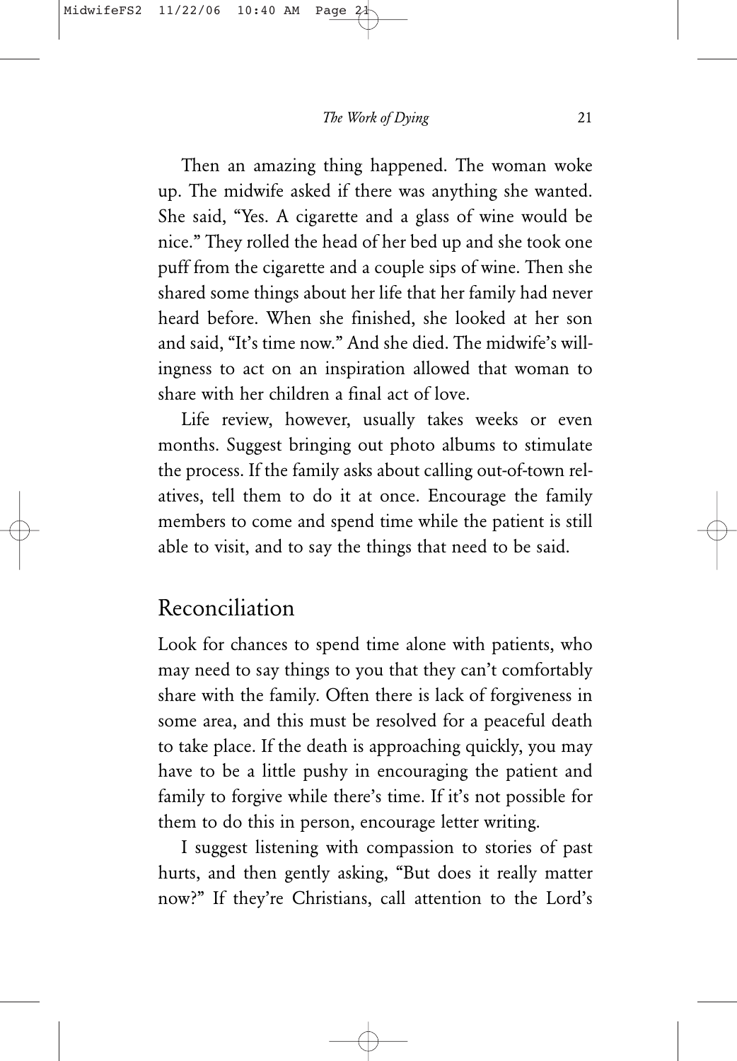Then an amazing thing happened. The woman woke up. The midwife asked if there was anything she wanted. She said, "Yes. A cigarette and a glass of wine would be nice." They rolled the head of her bed up and she took one puff from the cigarette and a couple sips of wine. Then she shared some things about her life that her family had never heard before. When she finished, she looked at her son and said, "It's time now." And she died. The midwife's willingness to act on an inspiration allowed that woman to share with her children a final act of love.

Life review, however, usually takes weeks or even months. Suggest bringing out photo albums to stimulate the process. If the family asks about calling out-of-town relatives, tell them to do it at once. Encourage the family members to come and spend time while the patient is still able to visit, and to say the things that need to be said.

## Reconciliation

Look for chances to spend time alone with patients, who may need to say things to you that they can't comfortably share with the family. Often there is lack of forgiveness in some area, and this must be resolved for a peaceful death to take place. If the death is approaching quickly, you may have to be a little pushy in encouraging the patient and family to forgive while there's time. If it's not possible for them to do this in person, encourage letter writing.

I suggest listening with compassion to stories of past hurts, and then gently asking, "But does it really matter now?" If they're Christians, call attention to the Lord's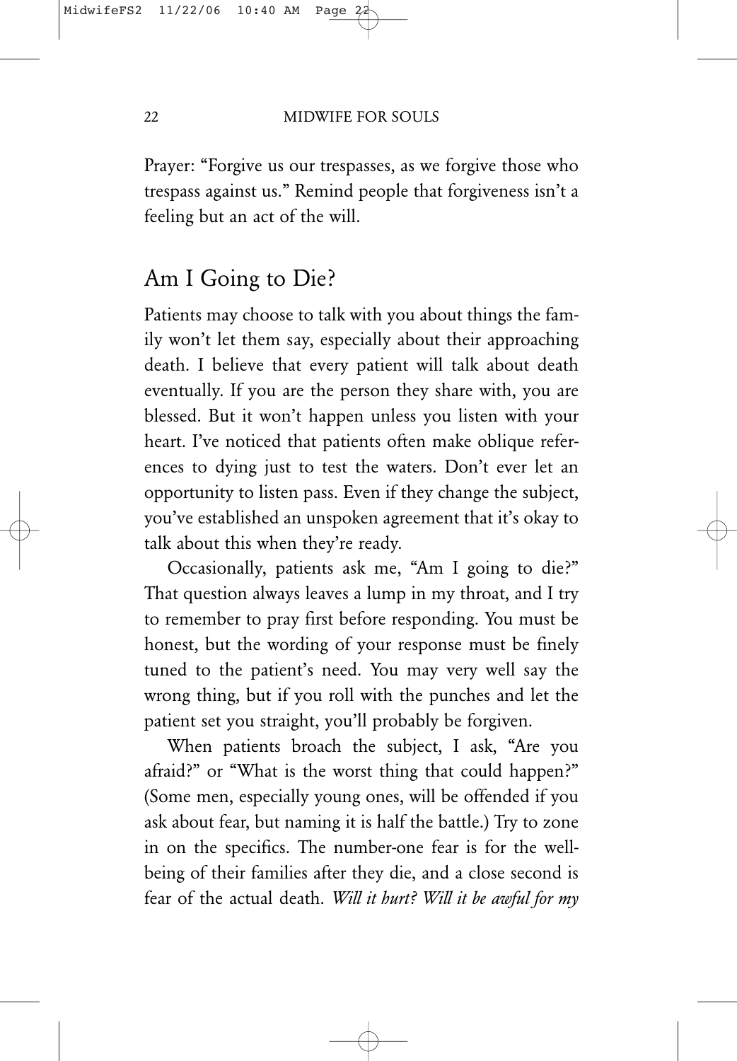Prayer: "Forgive us our trespasses, as we forgive those who trespass against us." Remind people that forgiveness isn't a feeling but an act of the will.

## Am I Going to Die?

Patients may choose to talk with you about things the family won't let them say, especially about their approaching death. I believe that every patient will talk about death eventually. If you are the person they share with, you are blessed. But it won't happen unless you listen with your heart. I've noticed that patients often make oblique references to dying just to test the waters. Don't ever let an opportunity to listen pass. Even if they change the subject, you've established an unspoken agreement that it's okay to talk about this when they're ready.

Occasionally, patients ask me, "Am I going to die?" That question always leaves a lump in my throat, and I try to remember to pray first before responding. You must be honest, but the wording of your response must be finely tuned to the patient's need. You may very well say the wrong thing, but if you roll with the punches and let the patient set you straight, you'll probably be forgiven.

When patients broach the subject, I ask, "Are you afraid?" or "What is the worst thing that could happen?" (Some men, especially young ones, will be offended if you ask about fear, but naming it is half the battle.) Try to zone in on the specifics. The number-one fear is for the well-being of their families after they die, and a close second is fear of the actual death. *Will it hurt? Will it be awful for my*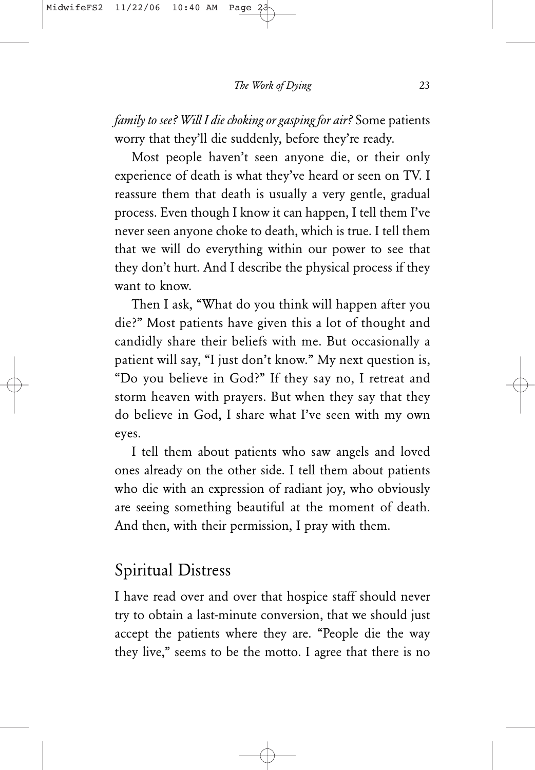*family to see? Will I die choking or gasping for air?* Some patients worry that they'll die suddenly, before they're ready.

Most people haven't seen anyone die, or their only experience of death is what they've heard or seen on TV. I reassure them that death is usually a very gentle, gradual process. Even though I know it can happen, I tell them I've never seen anyone choke to death, which is true. I tell them that we will do everything within our power to see that they don't hurt. And I describe the physical process if they want to know.

Then I ask, "What do you think will happen after you die?" Most patients have given this a lot of thought and candidly share their beliefs with me. But occasionally a patient will say, "I just don't know." My next question is, "Do you believe in God?" If they say no, I retreat and storm heaven with prayers. But when they say that they do believe in God, I share what I've seen with my own eyes.

I tell them about patients who saw angels and loved ones already on the other side. I tell them about patients who die with an expression of radiant joy, who obviously are seeing something beautiful at the moment of death. And then, with their permission, I pray with them.

## Spiritual Distress

I have read over and over that hospice staff should never try to obtain a last-minute conversion, that we should just accept the patients where they are. "People die the way they live," seems to be the motto. I agree that there is no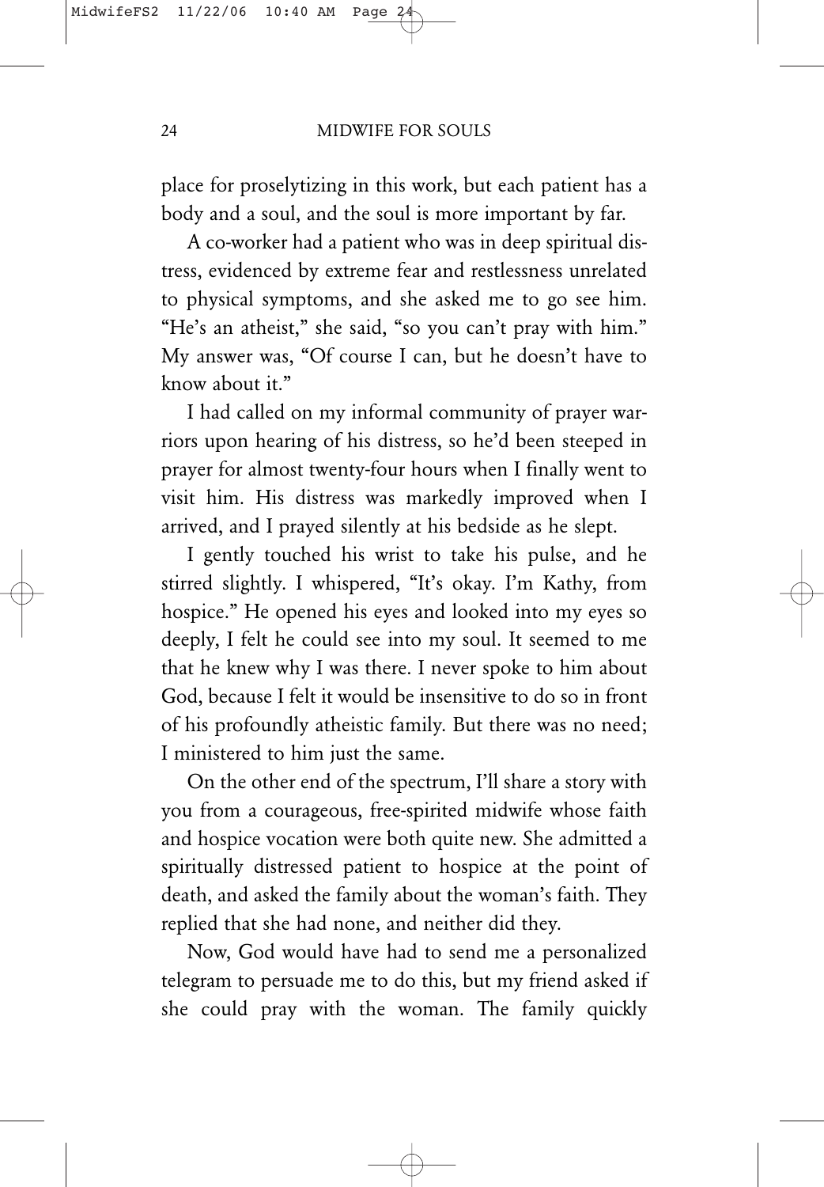place for proselytizing in this work, but each patient has a body and a soul, and the soul is more important by far.

A co-worker had a patient who was in deep spiritual distress, evidenced by extreme fear and restlessness unrelated to physical symptoms, and she asked me to go see him. "He's an atheist," she said, "so you can't pray with him." My answer was, "Of course I can, but he doesn't have to know about it."

I had called on my informal community of prayer warriors upon hearing of his distress, so he'd been steeped in prayer for almost twenty-four hours when I finally went to visit him. His distress was markedly improved when I arrived, and I prayed silently at his bedside as he slept.

I gently touched his wrist to take his pulse, and he stirred slightly. I whispered, "It's okay. I'm Kathy, from hospice." He opened his eyes and looked into my eyes so deeply, I felt he could see into my soul. It seemed to me that he knew why I was there. I never spoke to him about God, because I felt it would be insensitive to do so in front of his profoundly atheistic family. But there was no need; I ministered to him just the same.

On the other end of the spectrum, I'll share a story with you from a courageous, free-spirited midwife whose faith and hospice vocation were both quite new. She admitted a spiritually distressed patient to hospice at the point of death, and asked the family about the woman's faith. They replied that she had none, and neither did they.

Now, God would have had to send me a personalized telegram to persuade me to do this, but my friend asked if she could pray with the woman. The family quickly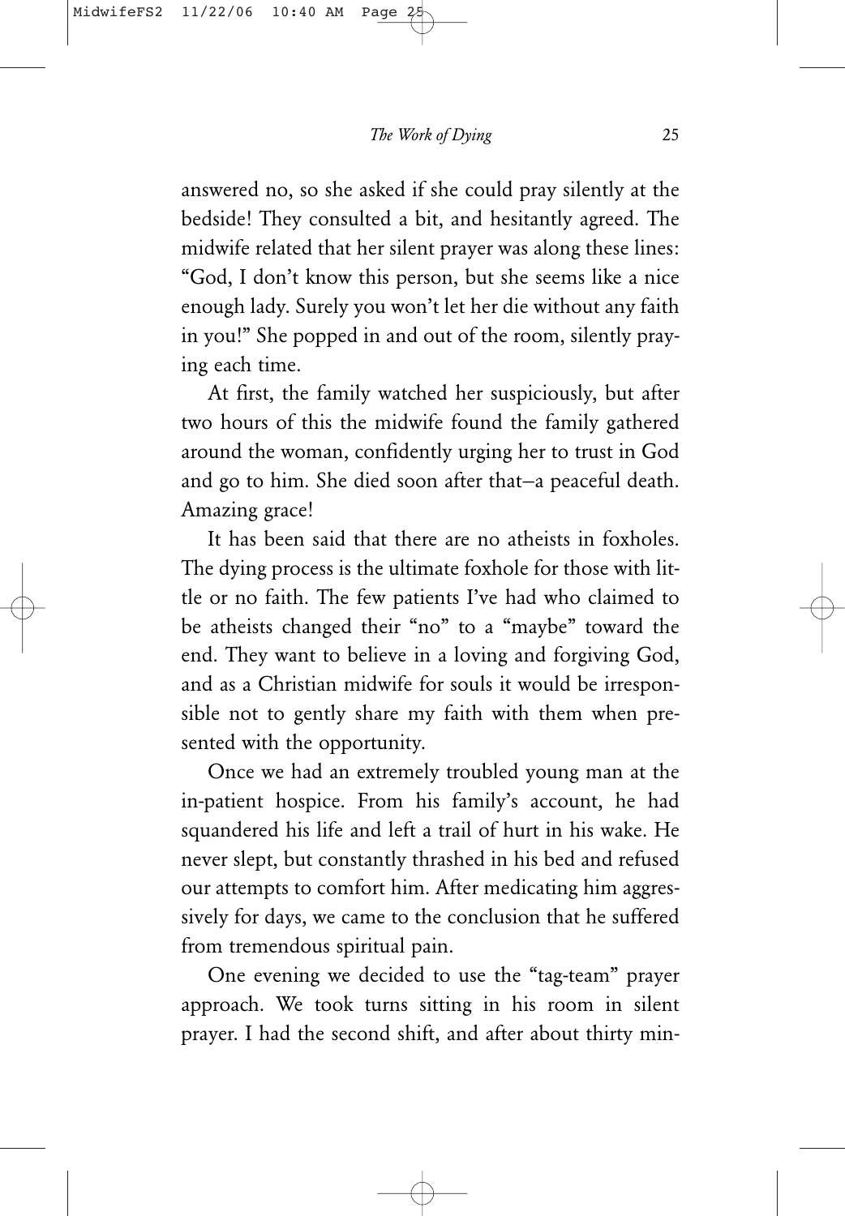answered no, so she asked if she could pray silently at the bedside! They consulted a bit, and hesitantly agreed. The midwife related that her silent prayer was along these lines: "God, I don't know this person, but she seems like a nice enough lady. Surely you won't let her die without any faith in you!" She popped in and out of the room, silently praying each time.

At first, the family watched her suspiciously, but after two hours of this the midwife found the family gathered around the woman, confidently urging her to trust in God and go to him. She died soon after that—a peaceful death. Amazing grace!

It has been said that there are no atheists in foxholes. The dying process is the ultimate foxhole for those with little or no faith. The few patients I've had who claimed to be atheists changed their "no" to a "maybe" toward the end. They want to believe in a loving and forgiving God, and as a Christian midwife for souls it would be irresponsible not to gently share my faith with them when presented with the opportunity.

Once we had an extremely troubled young man at the in-patient hospice. From his family's account, he had squandered his life and left a trail of hurt in his wake. He never slept, but constantly thrashed in his bed and refused our attempts to comfort him. After medicating him aggressively for days, we came to the conclusion that he suffered from tremendous spiritual pain.

One evening we decided to use the "tag-team" prayer approach. We took turns sitting in his room in silent prayer. I had the second shift, and after about thirty min-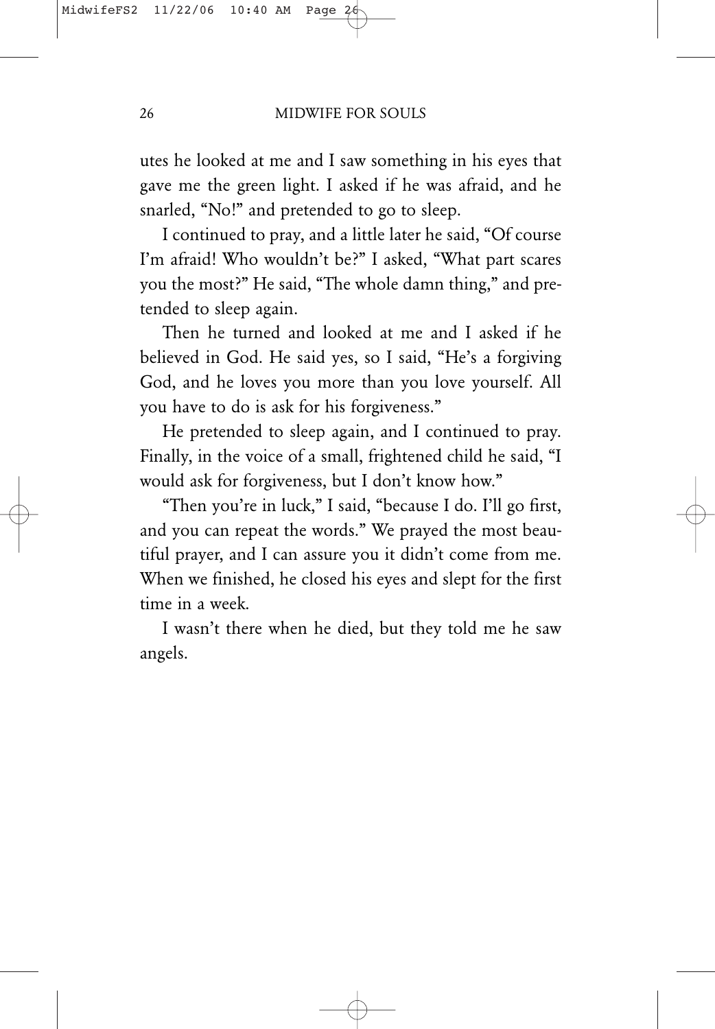utes he looked at me and I saw something in his eyes that gave me the green light. I asked if he was afraid, and he snarled, "No!" and pretended to go to sleep.

I continued to pray, and a little later he said, "Of course I'm afraid! Who wouldn't be?" I asked, "What part scares you the most?" He said, "The whole damn thing," and pretended to sleep again.

Then he turned and looked at me and I asked if he believed in God. He said yes, so I said, "He's a forgiving God, and he loves you more than you love yourself. All you have to do is ask for his forgiveness."

He pretended to sleep again, and I continued to pray. Finally, in the voice of a small, frightened child he said, "I would ask for forgiveness, but I don't know how."

"Then you're in luck," I said, "because I do. I'll go first, and you can repeat the words." We prayed the most beautiful prayer, and I can assure you it didn't come from me. When we finished, he closed his eyes and slept for the first time in a week.

I wasn't there when he died, but they told me he saw angels.